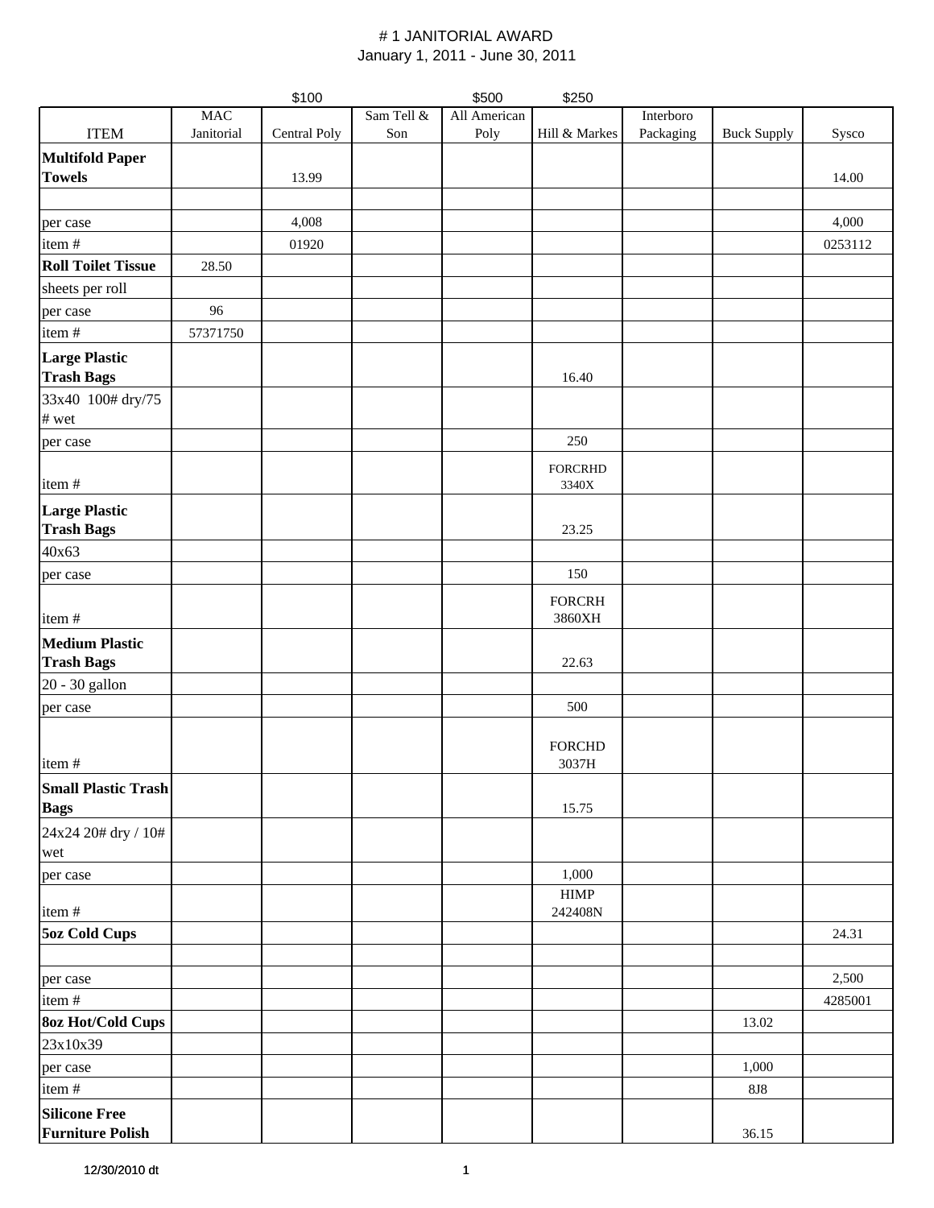# # 1 JANITORIAL AWARD

January 1, 2011 - June 30, 2011

| | | $100 | | $500 | $250 | | | |
|---|---|---|---|---|---|---|---|---|
| ITEM | MAC Janitorial | Central Poly | Sam Tell & Son | All American Poly | Hill & Markes | Interboro Packaging | Buck Supply | Sysco |
| **Multifold Paper Towels** | | 13.99 | | | | | | 14.00 |
| | | | | | | | | |
| per case | | 4,008 | | | | | | 4,000 |
| item # | | 01920 | | | | | | 0253112 |
| **Roll Toilet Tissue** | 28.50 | | | | | | | |
| sheets per roll | | | | | | | | |
| per case | 96 | | | | | | | |
| item # | 57371750 | | | | | | | |
| **Large Plastic Trash Bags** | | | | | 16.40 | | | |
| 33x40 100# dry/75 # wet | | | | | | | | |
| per case | | | | | 250 | | | |
| item # | | | | | FORCRHD 3340X | | | |
| **Large Plastic Trash Bags** | | | | | 23.25 | | | |
| 40x63 | | | | | | | | |
| per case | | | | | 150 | | | |
| item # | | | | | FORCRH 3860XH | | | |
| **Medium Plastic Trash Bags** | | | | | 22.63 | | | |
| 20 - 30 gallon | | | | | | | | |
| per case | | | | | 500 | | | |
| item # | | | | | FORCHD 3037H | | | |
| **Small Plastic Trash Bags** | | | | | 15.75 | | | |
| 24x24 20# dry / 10# wet | | | | | | | | |
| per case | | | | | 1,000 | | | |
| item # | | | | | HIMP 242408N | | | |
| **5oz Cold Cups** | | | | | | | | 24.31 |
| | | | | | | | | |
| per case | | | | | | | | 2,500 |
| item # | | | | | | | | 4285001 |
| **8oz Hot/Cold Cups** | | | | | | | 13.02 | |
| 23x10x39 | | | | | | | | |
| per case | | | | | | | 1,000 | |
| item # | | | | | | | 8J8 | |
| **Silicone Free Furniture Polish** | | | | | | | 36.15 | |

12/30/2010 dt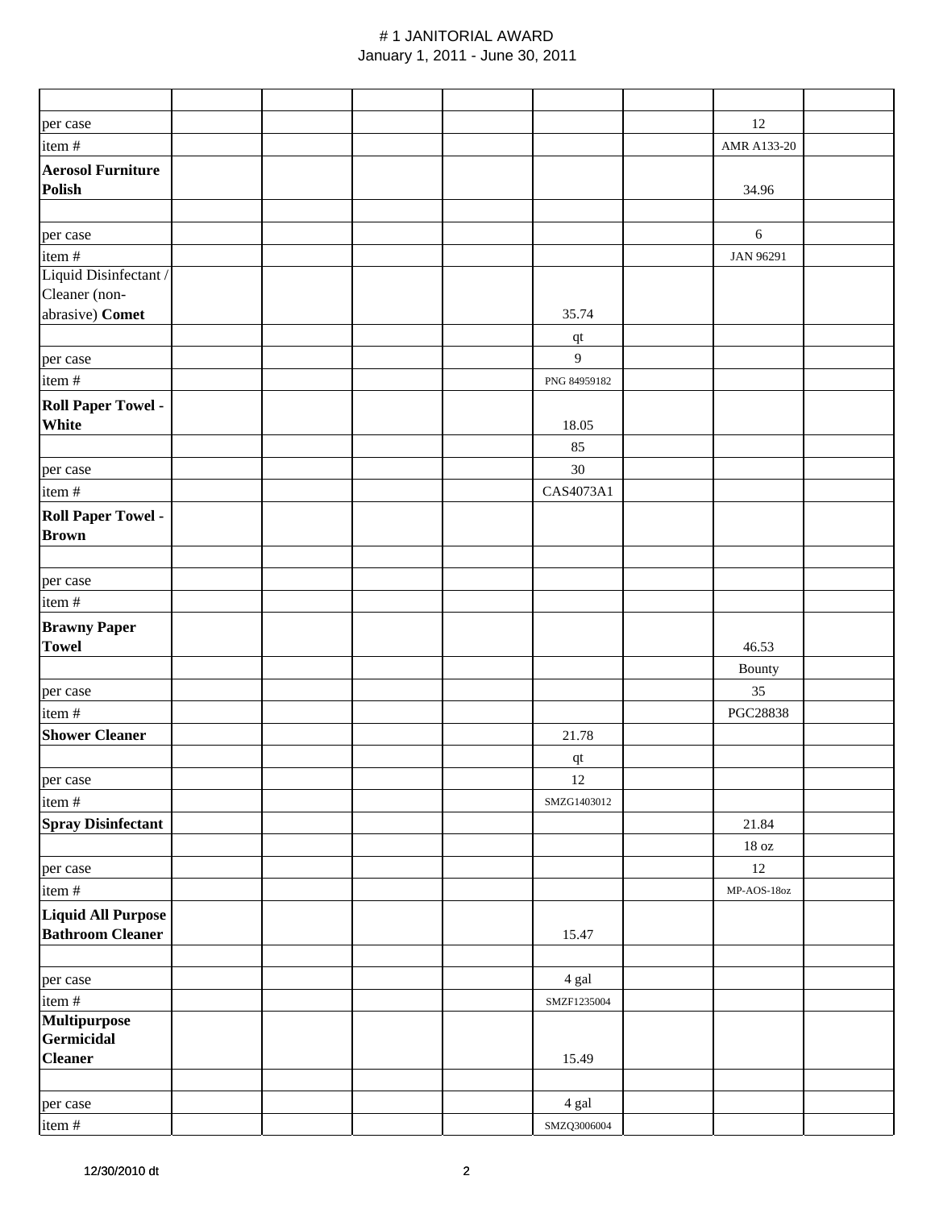# # 1 JANITORIAL AWARD

January 1, 2011 - June 30, 2011

| | | | | | | | | |
|---|---|---|---|---|---|---|---|---|
| per case | | | | | | | 12 | |
| item # | | | | | | | AMR A133-20 | |
| **Aerosol Furniture Polish** | | | | | | | 34.96 | |
| | | | | | | | | |
| per case | | | | | | | 6 | |
| item # | | | | | | | JAN 96291 | |
| Liquid Disinfectant / Cleaner (non-abrasive) **Comet** | | | | | 35.74 | | | |
| | | | | | qt | | | |
| per case | | | | | 9 | | | |
| item # | | | | | PNG 84959182 | | | |
| **Roll Paper Towel - White** | | | | | 18.05 | | | |
| | | | | | 85 | | | |
| per case | | | | | 30 | | | |
| item # | | | | | CAS4073A1 | | | |
| **Roll Paper Towel - Brown** | | | | | | | | |
| | | | | | | | | |
| per case | | | | | | | | |
| item # | | | | | | | | |
| **Brawny Paper Towel** | | | | | | | 46.53 | |
| | | | | | | | Bounty | |
| per case | | | | | | | 35 | |
| item # | | | | | | | PGC28838 | |
| **Shower Cleaner** | | | | | 21.78 | | | |
| | | | | | qt | | | |
| per case | | | | | 12 | | | |
| item # | | | | | SMZG1403012 | | | |
| **Spray Disinfectant** | | | | | | | 21.84 | |
| | | | | | | | 18 oz | |
| per case | | | | | | | 12 | |
| item # | | | | | | | MP-AOS-18oz | |
| **Liquid All Purpose Bathroom Cleaner** | | | | | 15.47 | | | |
| | | | | | | | | |
| per case | | | | | 4 gal | | | |
| item # | | | | | SMZF1235004 | | | |
| **Multipurpose Germicidal Cleaner** | | | | | 15.49 | | | |
| | | | | | | | | |
| per case | | | | | 4 gal | | | |
| item # | | | | | SMZQ3006004 | | | |

12/30/2010 dt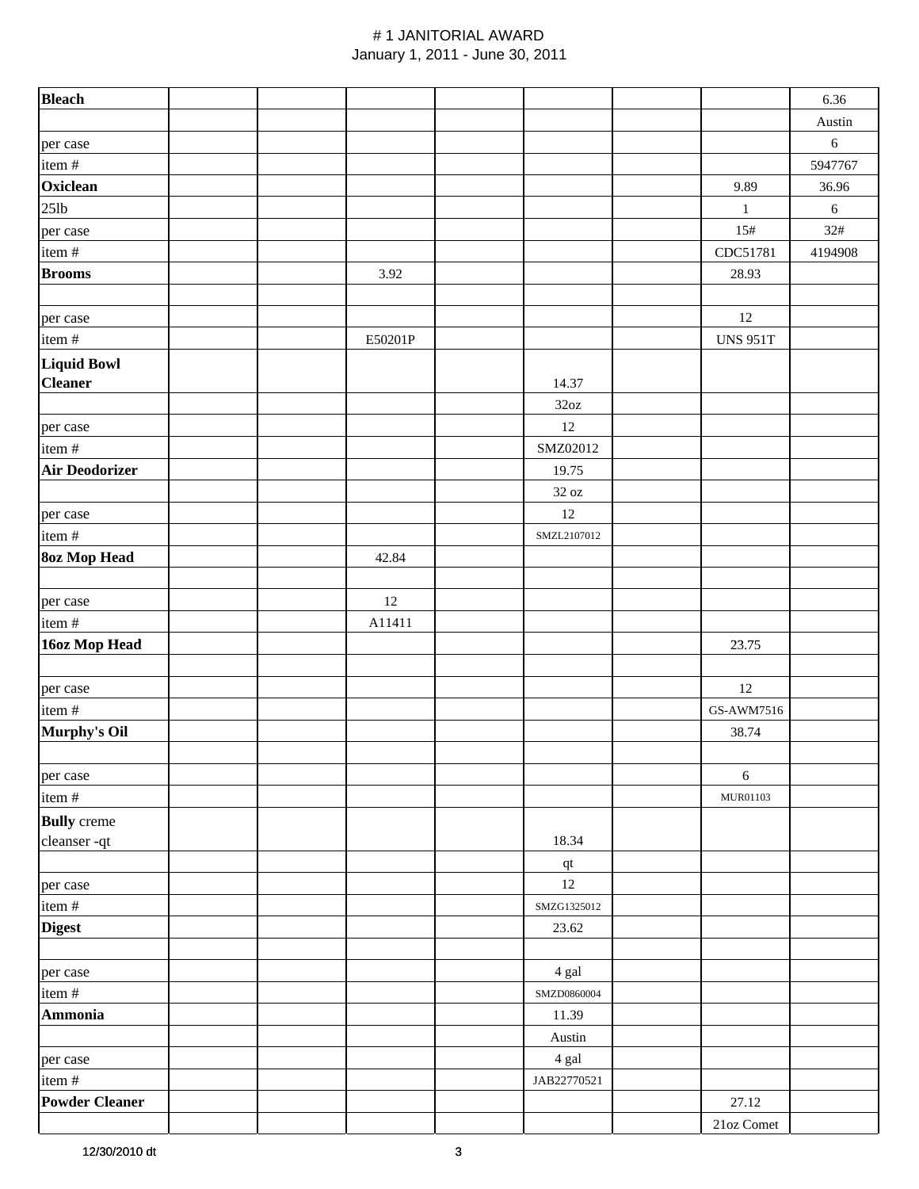# # 1 JANITORIAL AWARD

January 1, 2011 - June 30, 2011

| | | | | | | | | |
|---|---|---|---|---|---|---|---|---|
| **Bleach** | | | | | | | | 6.36 |
| | | | | | | | | Austin |
| per case | | | | | | | | 6 |
| item # | | | | | | | | 5947767 |
| **Oxiclean** | | | | | | | 9.89 | 36.96 |
| 25lb | | | | | | | 1 | 6 |
| per case | | | | | | | 15# | 32# |
| item # | | | | | | | CDC51781 | 4194908 |
| **Brooms** | | | 3.92 | | | | 28.93 | |
| | | | | | | | | |
| per case | | | | | | | 12 | |
| item # | | | E50201P | | | | UNS 951T | |
| **Liquid Bowl Cleaner** | | | | | 14.37 | | | |
| | | | | | 32oz | | | |
| per case | | | | | 12 | | | |
| item # | | | | | SMZ02012 | | | |
| **Air Deodorizer** | | | | | 19.75 | | | |
| | | | | | 32 oz | | | |
| per case | | | | | 12 | | | |
| item # | | | | | SMZL2107012 | | | |
| **8oz Mop Head** | | | 42.84 | | | | | |
| | | | | | | | | |
| per case | | | 12 | | | | | |
| item # | | | A11411 | | | | | |
| **16oz Mop Head** | | | | | | | 23.75 | |
| | | | | | | | | |
| per case | | | | | | | 12 | |
| item # | | | | | | | GS-AWM7516 | |
| **Murphy's Oil** | | | | | | | 38.74 | |
| | | | | | | | | |
| per case | | | | | | | 6 | |
| item # | | | | | | | MUR01103 | |
| **Bully** creme cleanser -qt | | | | | 18.34 | | | |
| | | | | | qt | | | |
| per case | | | | | 12 | | | |
| item # | | | | | SMZG1325012 | | | |
| **Digest** | | | | | 23.62 | | | |
| | | | | | | | | |
| per case | | | | | 4 gal | | | |
| item # | | | | | SMZD0860004 | | | |
| **Ammonia** | | | | | 11.39 | | | |
| | | | | | Austin | | | |
| per case | | | | | 4 gal | | | |
| item # | | | | | JAB22770521 | | | |
| **Powder Cleaner** | | | | | | | 27.12 | |
| | | | | | | | 21oz Comet | |

12/30/2010 dt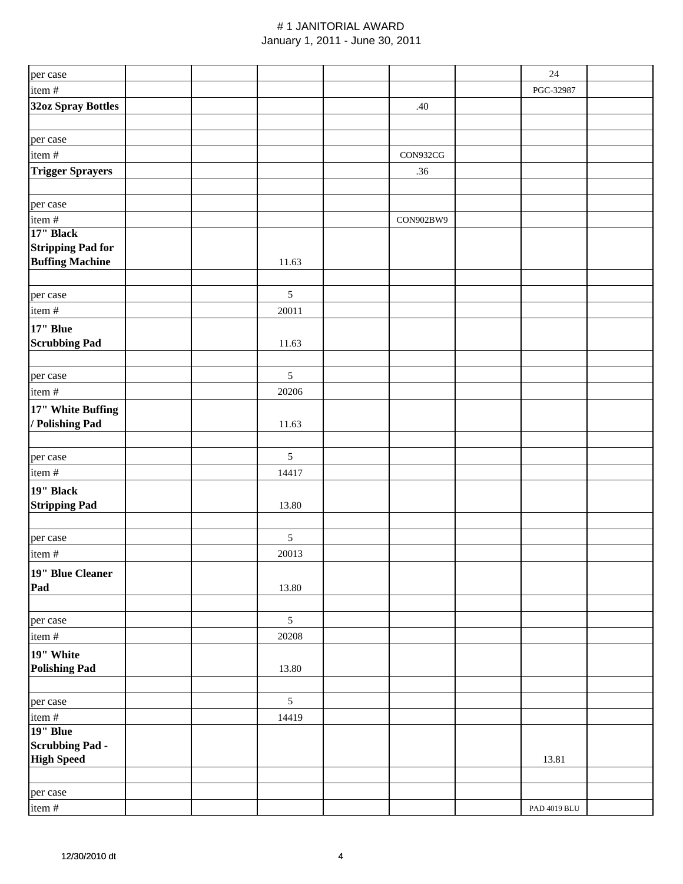# # 1 JANITORIAL AWARD

January 1, 2011 - June 30, 2011

| | | | | | | | | |
|---|---|---|---|---|---|---|---|---|
| per case | | | | | | | 24 | |
| item # | | | | | | | PGC-32987 | |
| **32oz Spray Bottles** | | | | | .40 | | | |
| | | | | | | | | |
| per case | | | | | | | | |
| item # | | | | | CON932CG | | | |
| **Trigger Sprayers** | | | | | .36 | | | |
| | | | | | | | | |
| per case | | | | | | | | |
| item # | | | | | CON902BW9 | | | |
| **17" Black Stripping Pad for Buffing Machine** | | | 11.63 | | | | | |
| | | | | | | | | |
| per case | | | 5 | | | | | |
| item # | | | 20011 | | | | | |
| **17" Blue Scrubbing Pad** | | | 11.63 | | | | | |
| | | | | | | | | |
| per case | | | 5 | | | | | |
| item # | | | 20206 | | | | | |
| **17" White Buffing / Polishing Pad** | | | 11.63 | | | | | |
| | | | | | | | | |
| per case | | | 5 | | | | | |
| item # | | | 14417 | | | | | |
| **19" Black Stripping Pad** | | | 13.80 | | | | | |
| | | | | | | | | |
| per case | | | 5 | | | | | |
| item # | | | 20013 | | | | | |
| **19" Blue Cleaner Pad** | | | 13.80 | | | | | |
| | | | | | | | | |
| per case | | | 5 | | | | | |
| item # | | | 20208 | | | | | |
| **19" White Polishing Pad** | | | 13.80 | | | | | |
| | | | | | | | | |
| per case | | | 5 | | | | | |
| item # | | | 14419 | | | | | |
| **19" Blue Scrubbing Pad - High Speed** | | | | | | | 13.81 | |
| | | | | | | | | |
| per case | | | | | | | | |
| item # | | | | | | | PAD 4019 BLU | |

12/30/2010 dt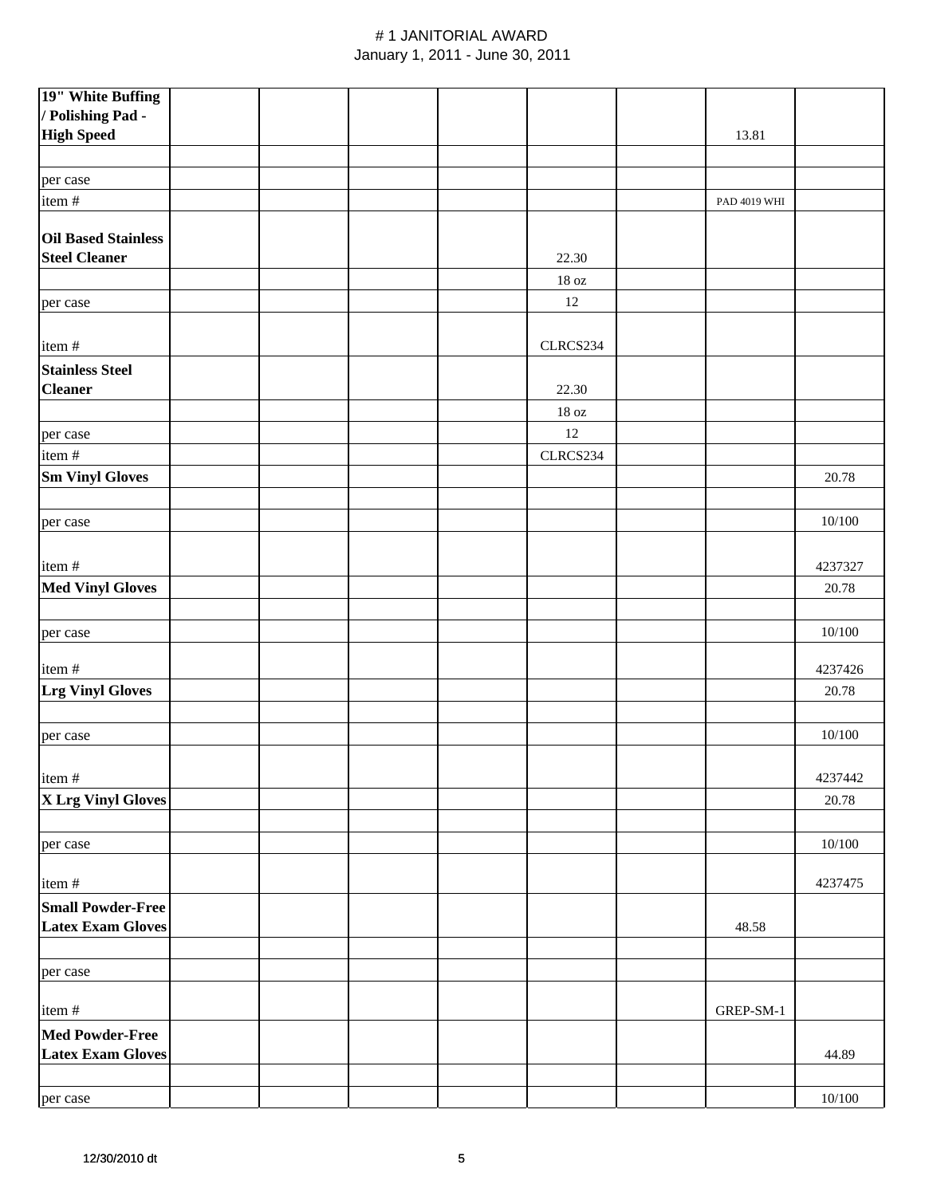# # 1 JANITORIAL AWARD
January 1, 2011 - June 30, 2011

| | | | | | | | | |
|---|---|---|---|---|---|---|---|---|
| **19" White Buffing / Polishing Pad - High Speed** | | | | | | | 13.81 | |
| | | | | | | | | |
| per case | | | | | | | | |
| item # | | | | | | | PAD 4019 WHI | |
| **Oil Based Stainless Steel Cleaner** | | | | | 22.30 | | | |
| | | | | | 18 oz | | | |
| per case | | | | | 12 | | | |
| item # | | | | | CLRCS234 | | | |
| **Stainless Steel Cleaner** | | | | | 22.30 | | | |
| | | | | | 18 oz | | | |
| per case | | | | | 12 | | | |
| item # | | | | | CLRCS234 | | | |
| **Sm Vinyl Gloves** | | | | | | | | 20.78 |
| | | | | | | | | |
| per case | | | | | | | | 10/100 |
| item # | | | | | | | | 4237327 |
| **Med Vinyl Gloves** | | | | | | | | 20.78 |
| | | | | | | | | |
| per case | | | | | | | | 10/100 |
| item # | | | | | | | | 4237426 |
| **Lrg Vinyl Gloves** | | | | | | | | 20.78 |
| | | | | | | | | |
| per case | | | | | | | | 10/100 |
| item # | | | | | | | | 4237442 |
| **X Lrg Vinyl Gloves** | | | | | | | | 20.78 |
| | | | | | | | | |
| per case | | | | | | | | 10/100 |
| item # | | | | | | | | 4237475 |
| **Small Powder-Free Latex Exam Gloves** | | | | | | | 48.58 | |
| | | | | | | | | |
| per case | | | | | | | | |
| item # | | | | | | | GREP-SM-1 | |
| **Med Powder-Free Latex Exam Gloves** | | | | | | | | 44.89 |
| | | | | | | | | |
| per case | | | | | | | | 10/100 |

12/30/2010 dt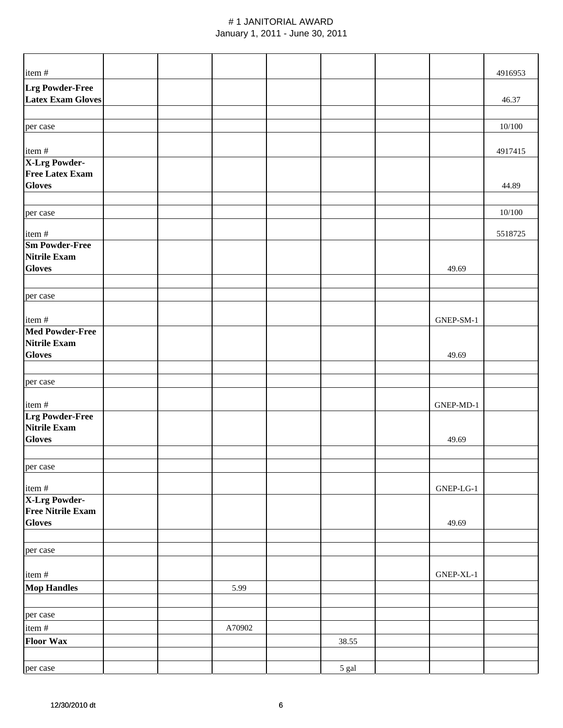# # 1 JANITORIAL AWARD

January 1, 2011 - June 30, 2011

| | | | | | | | | |
|---|---|---|---|---|---|---|---|---|
| item # | | | | | | | | 4916953 |
| **Lrg Powder-Free Latex Exam Gloves** | | | | | | | | 46.37 |
| | | | | | | | | |
| per case | | | | | | | | 10/100 |
| item # | | | | | | | | 4917415 |
| **X-Lrg Powder-Free Latex Exam Gloves** | | | | | | | | 44.89 |
| | | | | | | | | |
| per case | | | | | | | | 10/100 |
| item # | | | | | | | | 5518725 |
| **Sm Powder-Free Nitrile Exam Gloves** | | | | | | | 49.69 | |
| | | | | | | | | |
| per case | | | | | | | | |
| item # | | | | | | | GNEP-SM-1 | |
| **Med Powder-Free Nitrile Exam Gloves** | | | | | | | 49.69 | |
| | | | | | | | | |
| per case | | | | | | | | |
| item # | | | | | | | GNEP-MD-1 | |
| **Lrg Powder-Free Nitrile Exam Gloves** | | | | | | | 49.69 | |
| | | | | | | | | |
| per case | | | | | | | | |
| item # | | | | | | | GNEP-LG-1 | |
| **X-Lrg Powder-Free Nitrile Exam Gloves** | | | | | | | 49.69 | |
| | | | | | | | | |
| per case | | | | | | | | |
| item # | | | | | | | GNEP-XL-1 | |
| **Mop Handles** | | | 5.99 | | | | | |
| | | | | | | | | |
| per case | | | | | | | | |
| item # | | | A70902 | | | | | |
| **Floor Wax** | | | | | 38.55 | | | |
| | | | | | | | | |
| per case | | | | | 5 gal | | | |

12/30/2010 dt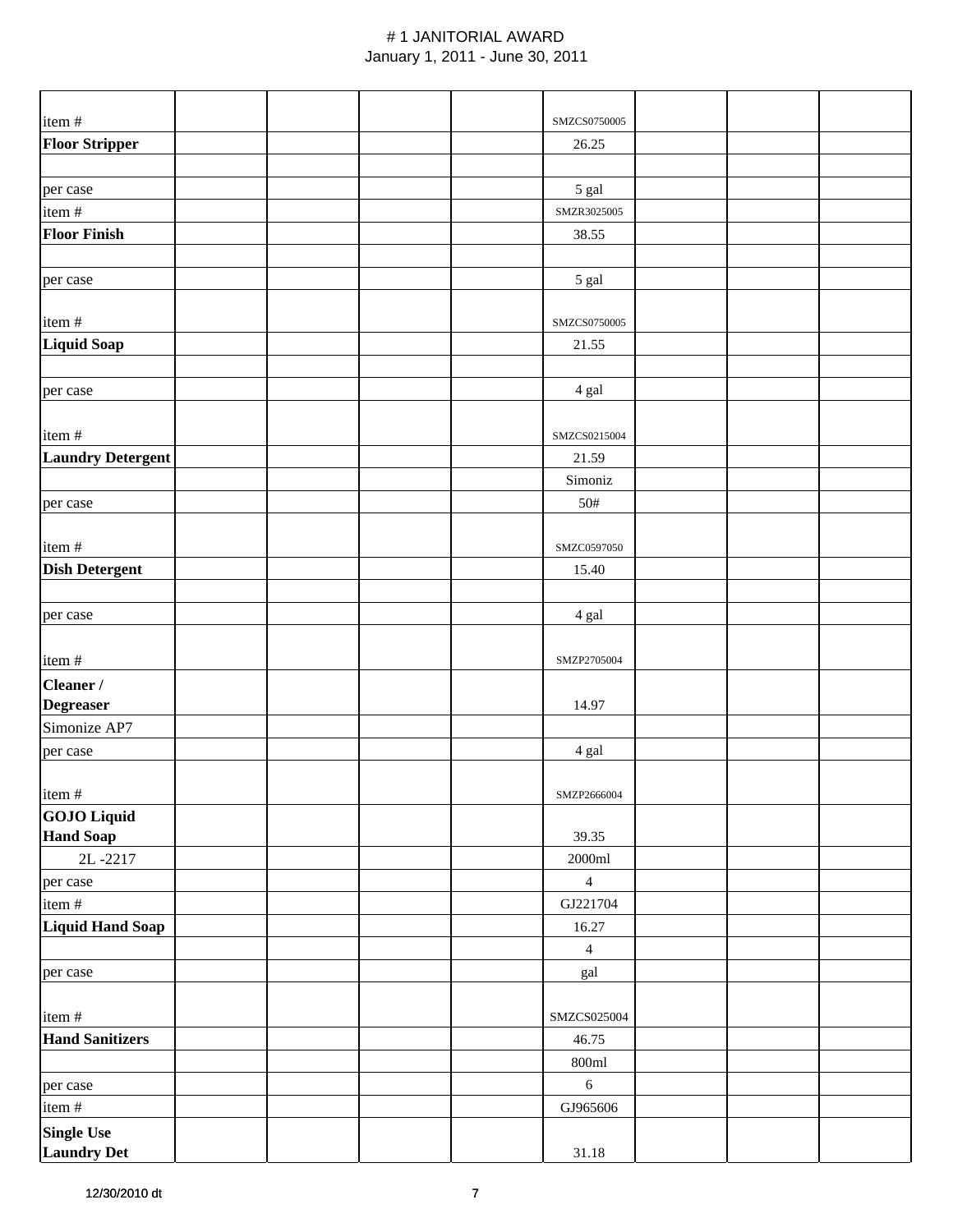# # 1 JANITORIAL AWARD

January 1, 2011 - June 30, 2011

| | | | | | | | | |
|---|---|---|---|---|---|---|---|---|
| item # | | | | | SMZCS0750005 | | | |
| **Floor Stripper** | | | | | 26.25 | | | |
| | | | | | | | | |
| per case | | | | | 5 gal | | | |
| item # | | | | | SMZR3025005 | | | |
| **Floor Finish** | | | | | 38.55 | | | |
| | | | | | | | | |
| per case | | | | | 5 gal | | | |
| item # | | | | | SMZCS0750005 | | | |
| **Liquid Soap** | | | | | 21.55 | | | |
| | | | | | | | | |
| per case | | | | | 4 gal | | | |
| item # | | | | | SMZCS0215004 | | | |
| **Laundry Detergent** | | | | | 21.59 | | | |
| | | | | | Simoniz | | | |
| per case | | | | | 50# | | | |
| item # | | | | | SMZC0597050 | | | |
| **Dish Detergent** | | | | | 15.40 | | | |
| | | | | | | | | |
| per case | | | | | 4 gal | | | |
| item # | | | | | SMZP2705004 | | | |
| **Cleaner / Degreaser** | | | | | 14.97 | | | |
| Simonize AP7 | | | | | | | | |
| per case | | | | | 4 gal | | | |
| item # | | | | | SMZP2666004 | | | |
| **GOJO Liquid Hand Soap** | | | | | 39.35 | | | |
| 2L -2217 | | | | | 2000ml | | | |
| per case | | | | | 4 | | | |
| item # | | | | | GJ221704 | | | |
| **Liquid Hand Soap** | | | | | 16.27 | | | |
| | | | | | 4 | | | |
| per case | | | | | gal | | | |
| item # | | | | | SMZCS025004 | | | |
| **Hand Sanitizers** | | | | | 46.75 | | | |
| | | | | | 800ml | | | |
| per case | | | | | 6 | | | |
| item # | | | | | GJ965606 | | | |
| **Single Use Laundry Det** | | | | | 31.18 | | | |

12/30/2010 dt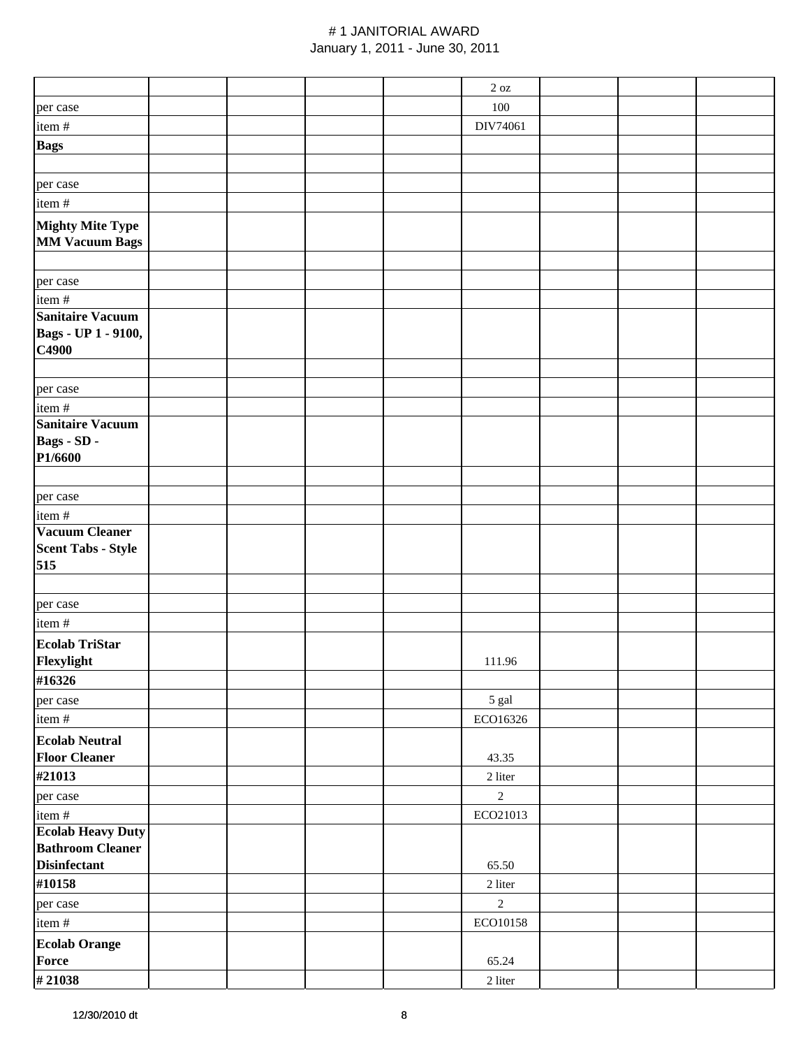# # 1 JANITORIAL AWARD
January 1, 2011 - June 30, 2011

| | | | | | | | | |
|---|---|---|---|---|---|---|---|---|
| | | | | | 2 oz | | | |
| per case | | | | | 100 | | | |
| item # | | | | | DIV74061 | | | |
| **Bags** | | | | | | | | |
| | | | | | | | | |
| per case | | | | | | | | |
| item # | | | | | | | | |
| **Mighty Mite Type MM Vacuum Bags** | | | | | | | | |
| | | | | | | | | |
| per case | | | | | | | | |
| item # | | | | | | | | |
| **Sanitaire Vacuum Bags - UP 1 - 9100, C4900** | | | | | | | | |
| | | | | | | | | |
| per case | | | | | | | | |
| item # | | | | | | | | |
| **Sanitaire Vacuum Bags - SD - P1/6600** | | | | | | | | |
| | | | | | | | | |
| per case | | | | | | | | |
| item # | | | | | | | | |
| **Vacuum Cleaner Scent Tabs - Style 515** | | | | | | | | |
| | | | | | | | | |
| per case | | | | | | | | |
| item # | | | | | | | | |
| **Ecolab TriStar Flexylight** | | | | | 111.96 | | | |
| **#16326** | | | | | | | | |
| per case | | | | | 5 gal | | | |
| item # | | | | | ECO16326 | | | |
| **Ecolab Neutral Floor Cleaner** | | | | | 43.35 | | | |
| **#21013** | | | | | 2 liter | | | |
| per case | | | | | 2 | | | |
| item # | | | | | ECO21013 | | | |
| **Ecolab Heavy Duty Bathroom Cleaner Disinfectant** | | | | | 65.50 | | | |
| **#10158** | | | | | 2 liter | | | |
| per case | | | | | 2 | | | |
| item # | | | | | ECO10158 | | | |
| **Ecolab Orange Force** | | | | | 65.24 | | | |
| **# 21038** | | | | | 2 liter | | | |

12/30/2010 dt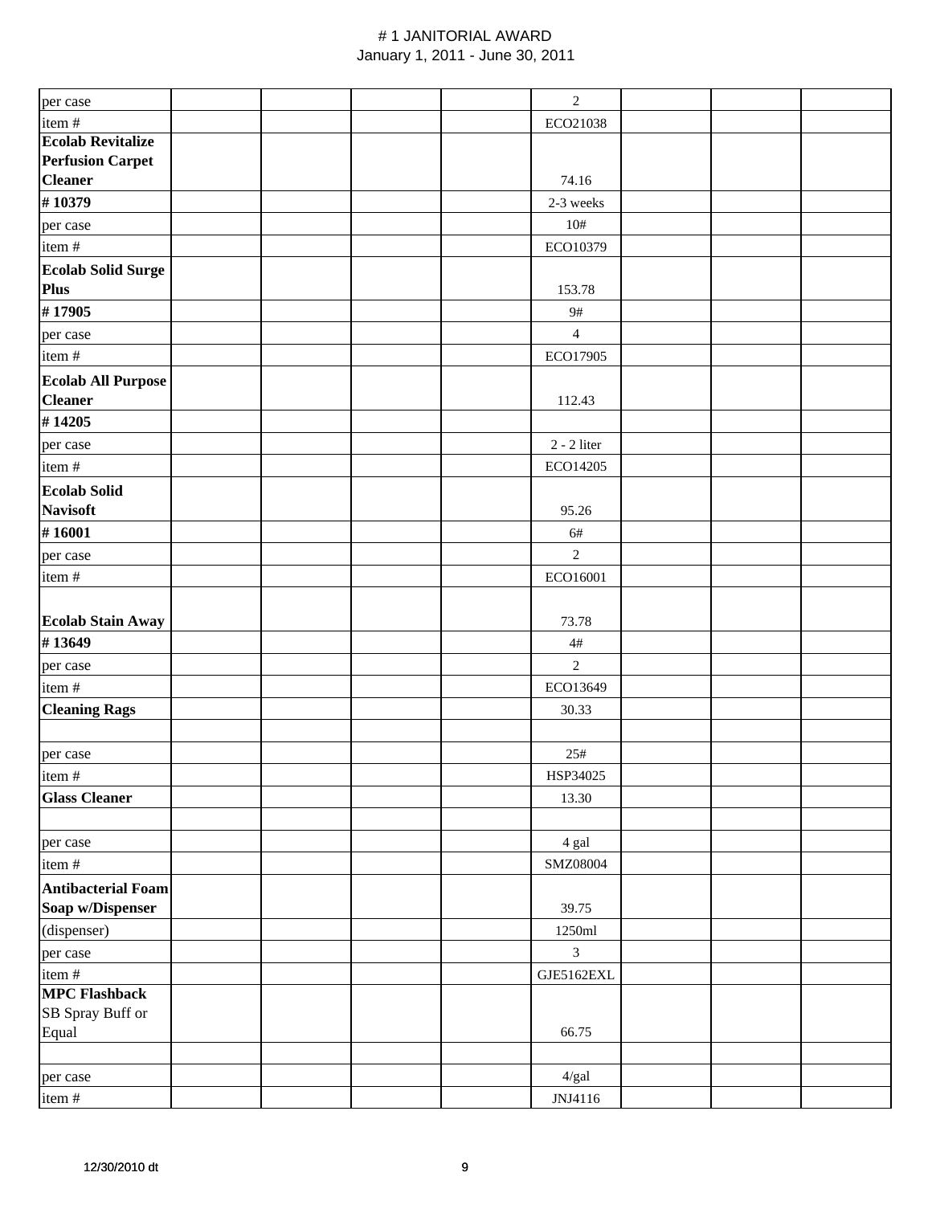# # 1 JANITORIAL AWARD

January 1, 2011 - June 30, 2011

| | | | | | | | | |
|---|---|---|---|---|---|---|---|---|
| per case | | | | | 2 | | | |
| item # | | | | | ECO21038 | | | |
| **Ecolab Revitalize Perfusion Carpet Cleaner** | | | | | 74.16 | | | |
| **# 10379** | | | | | 2-3 weeks | | | |
| per case | | | | | 10# | | | |
| item # | | | | | ECO10379 | | | |
| **Ecolab Solid Surge Plus** | | | | | 153.78 | | | |
| **# 17905** | | | | | 9# | | | |
| per case | | | | | 4 | | | |
| item # | | | | | ECO17905 | | | |
| **Ecolab All Purpose Cleaner** | | | | | 112.43 | | | |
| **# 14205** | | | | | | | | |
| per case | | | | | 2 - 2 liter | | | |
| item # | | | | | ECO14205 | | | |
| **Ecolab Solid Navisoft** | | | | | 95.26 | | | |
| **# 16001** | | | | | 6# | | | |
| per case | | | | | 2 | | | |
| item # | | | | | ECO16001 | | | |
| **Ecolab Stain Away** | | | | | 73.78 | | | |
| **# 13649** | | | | | 4# | | | |
| per case | | | | | 2 | | | |
| item # | | | | | ECO13649 | | | |
| **Cleaning Rags** | | | | | 30.33 | | | |
| | | | | | | | | |
| per case | | | | | 25# | | | |
| item # | | | | | HSP34025 | | | |
| **Glass Cleaner** | | | | | 13.30 | | | |
| | | | | | | | | |
| per case | | | | | 4 gal | | | |
| item # | | | | | SMZ08004 | | | |
| **Antibacterial Foam Soap w/Dispenser** | | | | | 39.75 | | | |
| (dispenser) | | | | | 1250ml | | | |
| per case | | | | | 3 | | | |
| item # | | | | | GJE5162EXL | | | |
| **MPC Flashback** SB Spray Buff or Equal | | | | | 66.75 | | | |
| | | | | | | | | |
| per case | | | | | 4/gal | | | |
| item # | | | | | JNJ4116 | | | |

12/30/2010 dt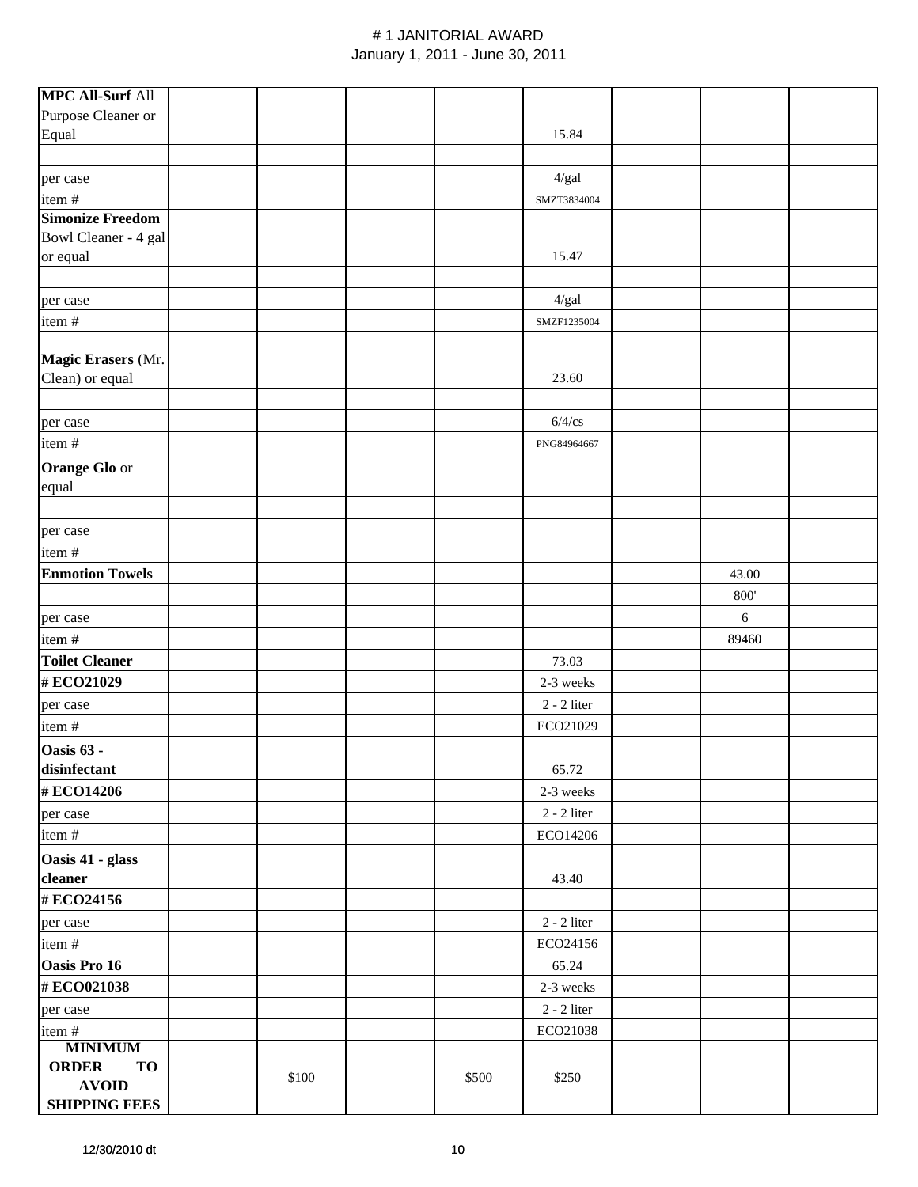# # 1 JANITORIAL AWARD

January 1, 2011 - June 30, 2011

| | | | | | | | | |
|---|---|---|---|---|---|---|---|---|
| **MPC All-Surf** All Purpose Cleaner or Equal | | | | | 15.84 | | | |
| | | | | | | | | |
| per case | | | | | 4/gal | | | |
| item # | | | | | SMZT3834004 | | | |
| **Simonize Freedom** Bowl Cleaner - 4 gal or equal | | | | | 15.47 | | | |
| | | | | | | | | |
| per case | | | | | 4/gal | | | |
| item # | | | | | SMZF1235004 | | | |
| **Magic Erasers** (Mr. Clean) or equal | | | | | 23.60 | | | |
| | | | | | | | | |
| per case | | | | | 6/4/cs | | | |
| item # | | | | | PNG84964667 | | | |
| **Orange Glo** or equal | | | | | | | | |
| | | | | | | | | |
| per case | | | | | | | | |
| item # | | | | | | | | |
| **Enmotion Towels** | | | | | | | 43.00 | |
| | | | | | | | 800' | |
| per case | | | | | | | 6 | |
| item # | | | | | | | 89460 | |
| **Toilet Cleaner** | | | | | 73.03 | | | |
| **# ECO21029** | | | | | 2-3 weeks | | | |
| per case | | | | | 2 - 2 liter | | | |
| item # | | | | | ECO21029 | | | |
| **Oasis 63 - disinfectant** | | | | | 65.72 | | | |
| **# ECO14206** | | | | | 2-3 weeks | | | |
| per case | | | | | 2 - 2 liter | | | |
| item # | | | | | ECO14206 | | | |
| **Oasis 41 - glass cleaner** | | | | | 43.40 | | | |
| **# ECO24156** | | | | | | | | |
| per case | | | | | 2 - 2 liter | | | |
| item # | | | | | ECO24156 | | | |
| **Oasis Pro 16** | | | | | 65.24 | | | |
| **# ECO021038** | | | | | 2-3 weeks | | | |
| per case | | | | | 2 - 2 liter | | | |
| item # | | | | | ECO21038 | | | |
| **MINIMUM ORDER TO AVOID SHIPPING FEES** | | $100 | | $500 | $250 | | | |

12/30/2010 dt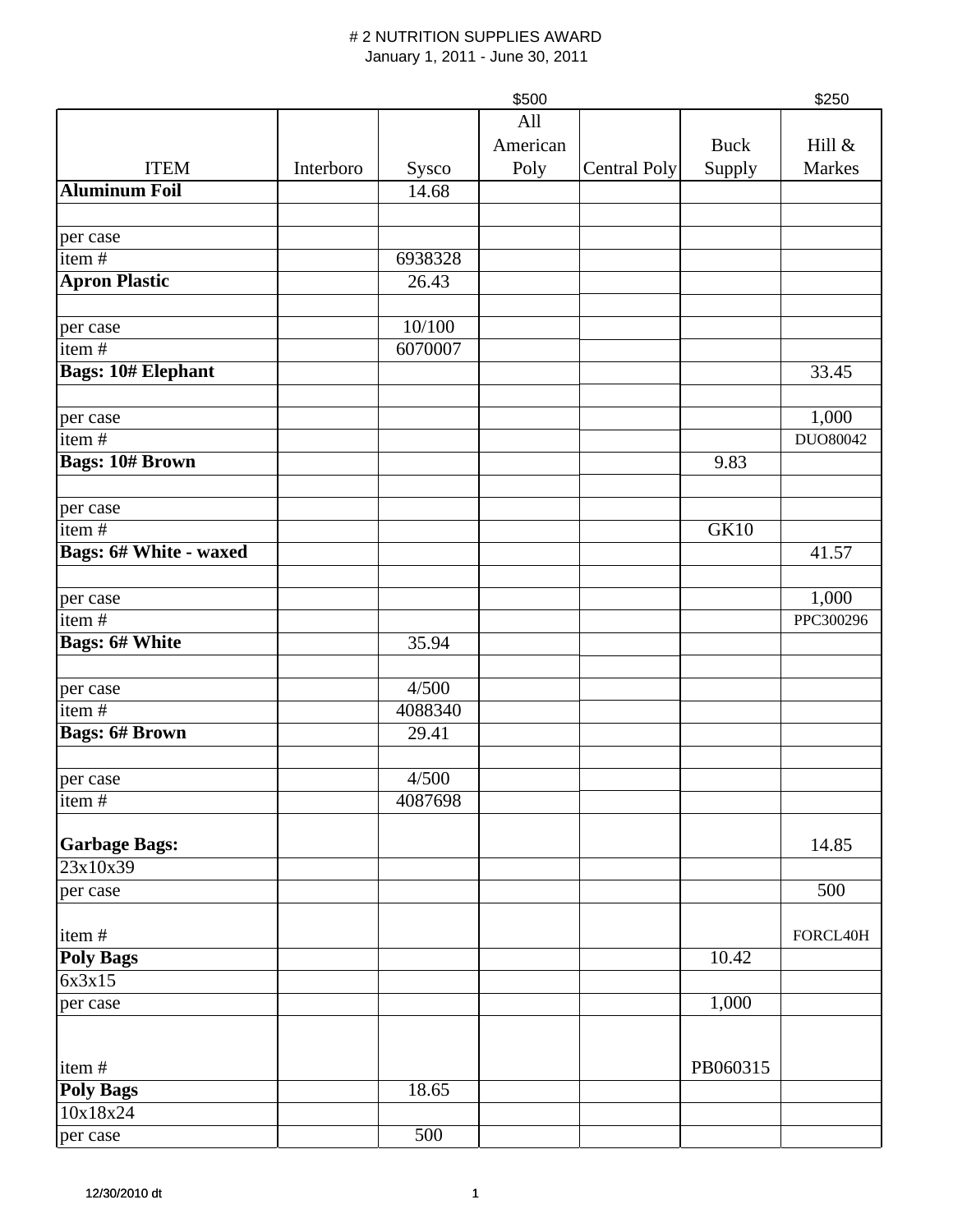# 2 NUTRITION SUPPLIES AWARD

January 1, 2011 - June 30, 2011

| ITEM | Interboro | Sysco | All American Poly | Central Poly | Buck Supply | Hill & Markes |
|---|---|---|---|---|---|---|
| | | | $500 | | | $250 |
| **Aluminum Foil** | | 14.68 | | | | |
| | | | | | | |
| per case | | | | | | |
| item # | | 6938328 | | | | |
| **Apron Plastic** | | 26.43 | | | | |
| | | | | | | |
| per case | | 10/100 | | | | |
| item # | | 6070007 | | | | |
| **Bags: 10# Elephant** | | | | | | 33.45 |
| | | | | | | |
| per case | | | | | | 1,000 |
| item # | | | | | | DUO80042 |
| **Bags: 10# Brown** | | | | | 9.83 | |
| | | | | | | |
| per case | | | | | | |
| item # | | | | | GK10 | |
| **Bags: 6# White - waxed** | | | | | | 41.57 |
| | | | | | | |
| per case | | | | | | 1,000 |
| item # | | | | | | PPC300296 |
| **Bags: 6# White** | | 35.94 | | | | |
| | | | | | | |
| per case | | 4/500 | | | | |
| item # | | 4088340 | | | | |
| **Bags: 6# Brown** | | 29.41 | | | | |
| | | | | | | |
| per case | | 4/500 | | | | |
| item # | | 4087698 | | | | |
| **Garbage Bags:** | | | | | | 14.85 |
| 23x10x39 | | | | | | |
| per case | | | | | | 500 |
| item # | | | | | | FORCL40H |
| **Poly Bags** | | | | | 10.42 | |
| 6x3x15 | | | | | | |
| per case | | | | | 1,000 | |
| item # | | | | | PB060315 | |
| **Poly Bags** | | 18.65 | | | | |
| 10x18x24 | | | | | | |
| per case | | 500 | | | | |

12/30/2010 dt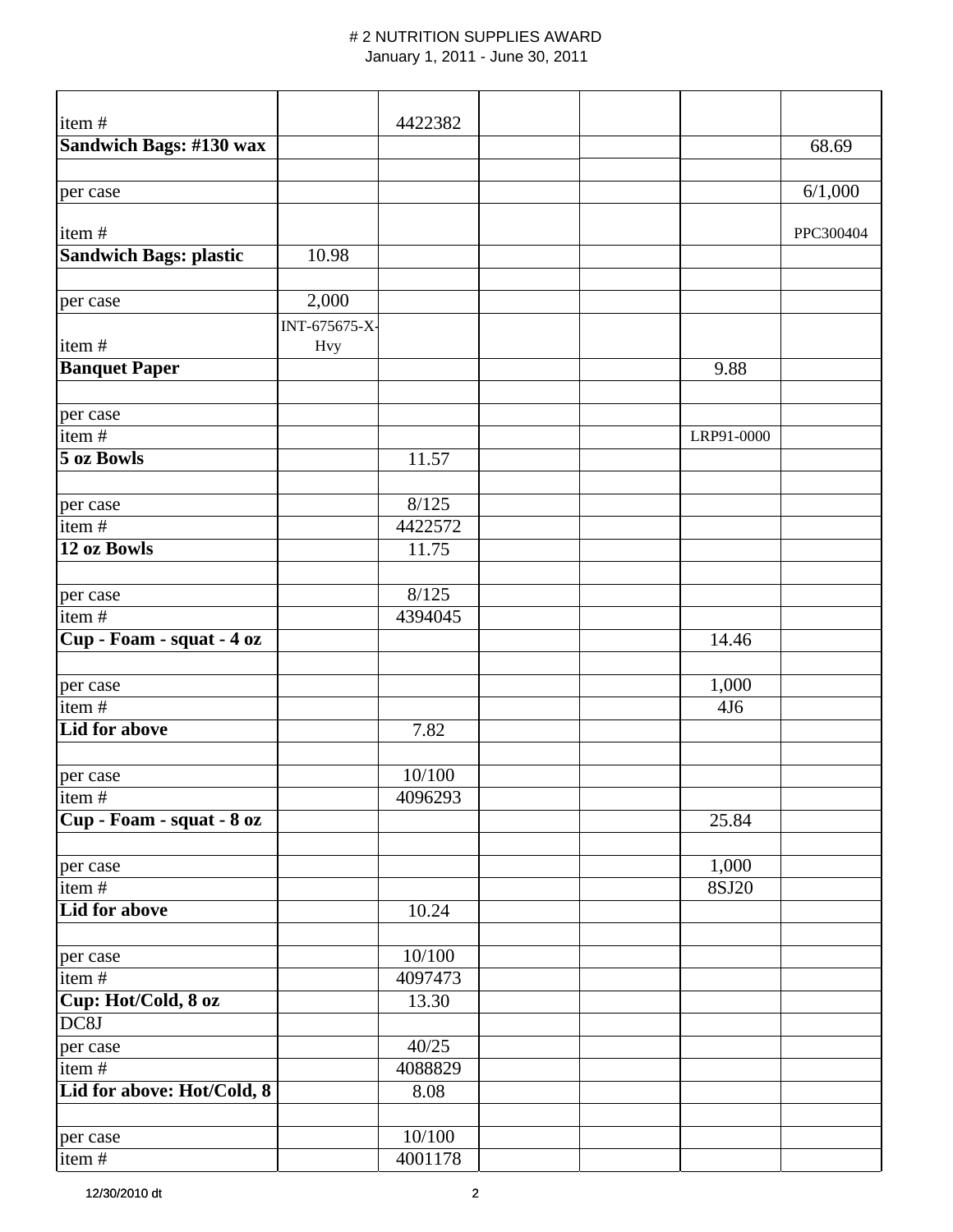# # 2 NUTRITION SUPPLIES AWARD

January 1, 2011 - June 30, 2011

| | | | | | | |
|---|---|---|---|---|---|---|
| item # | | 4422382 | | | | |
| **Sandwich Bags: #130 wax** | | | | | | 68.69 |
| | | | | | | |
| per case | | | | | | 6/1,000 |
| item # | | | | | | PPC300404 |
| **Sandwich Bags: plastic** | 10.98 | | | | | |
| | | | | | | |
| per case | 2,000 | | | | | |
| item # | INT-675675-X-Hvy | | | | | |
| **Banquet Paper** | | | | | 9.88 | |
| | | | | | | |
| per case | | | | | | |
| item # | | | | | LRP91-0000 | |
| **5 oz Bowls** | | 11.57 | | | | |
| | | | | | | |
| per case | | 8/125 | | | | |
| item # | | 4422572 | | | | |
| **12 oz Bowls** | | 11.75 | | | | |
| | | | | | | |
| per case | | 8/125 | | | | |
| item # | | 4394045 | | | | |
| **Cup - Foam - squat - 4 oz** | | | | | 14.46 | |
| | | | | | | |
| per case | | | | | 1,000 | |
| item # | | | | | 4J6 | |
| **Lid for above** | | 7.82 | | | | |
| | | | | | | |
| per case | | 10/100 | | | | |
| item # | | 4096293 | | | | |
| **Cup - Foam - squat - 8 oz** | | | | | 25.84 | |
| | | | | | | |
| per case | | | | | 1,000 | |
| item # | | | | | 8SJ20 | |
| **Lid for above** | | 10.24 | | | | |
| | | | | | | |
| per case | | 10/100 | | | | |
| item # | | 4097473 | | | | |
| **Cup: Hot/Cold, 8 oz** | | 13.30 | | | | |
| DC8J | | | | | | |
| per case | | 40/25 | | | | |
| item # | | 4088829 | | | | |
| **Lid for above: Hot/Cold, 8** | | 8.08 | | | | |
| | | | | | | |
| per case | | 10/100 | | | | |
| item # | | 4001178 | | | | |

12/30/2010 dt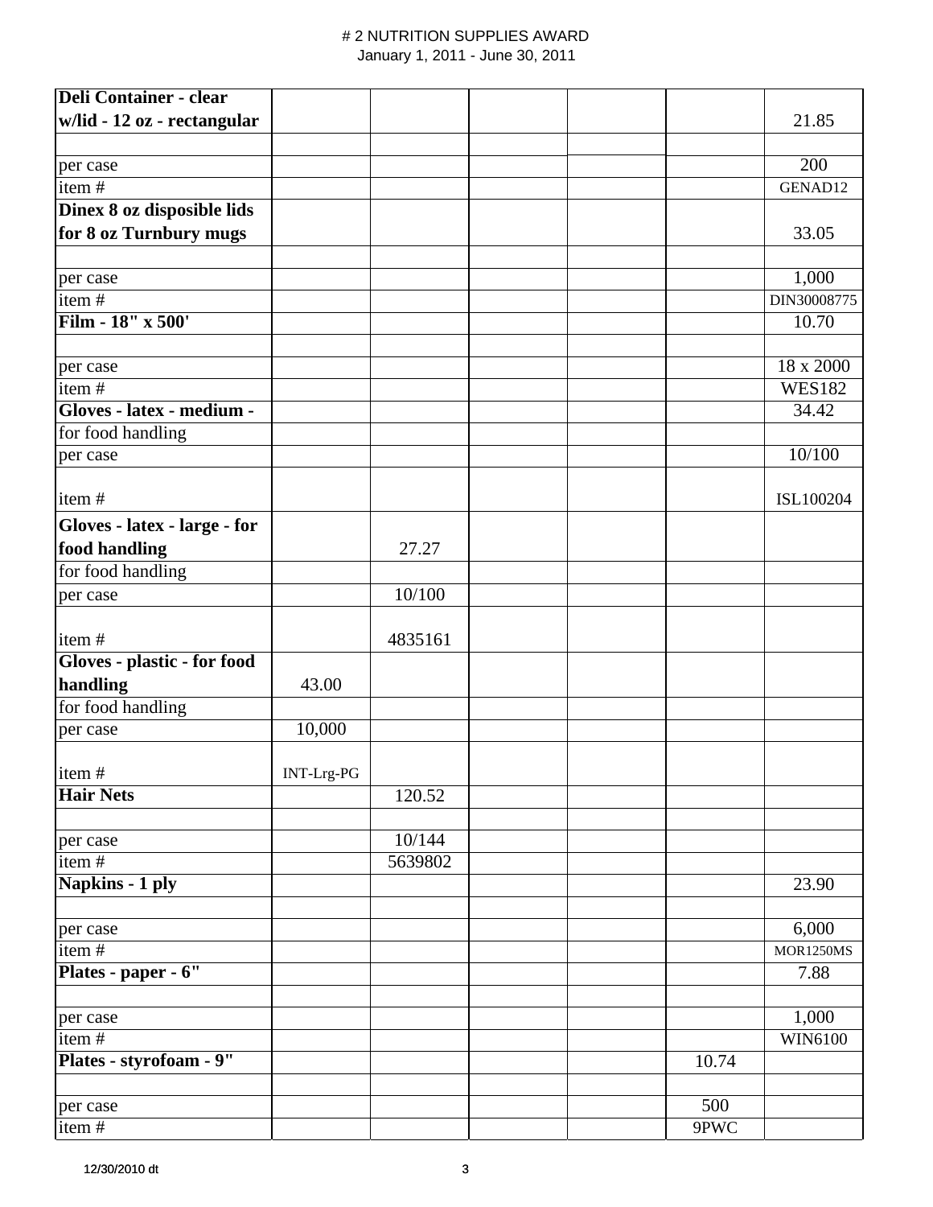# # 2 NUTRITION SUPPLIES AWARD

January 1, 2011 - June 30, 2011

| | | | | | | |
|---|---|---|---|---|---|---|
| **Deli Container - clear w/lid - 12 oz - rectangular** | | | | | | 21.85 |
| | | | | | | |
| per case | | | | | | 200 |
| item # | | | | | | GENAD12 |
| **Dinex 8 oz disposible lids for 8 oz Turnbury mugs** | | | | | | 33.05 |
| | | | | | | |
| per case | | | | | | 1,000 |
| item # | | | | | | DIN30008775 |
| **Film - 18" x 500'** | | | | | | 10.70 |
| | | | | | | |
| per case | | | | | | 18 x 2000 |
| item # | | | | | | WES182 |
| **Gloves - latex - medium -** | | | | | | 34.42 |
| for food handling | | | | | | |
| per case | | | | | | 10/100 |
| item # | | | | | | ISL100204 |
| **Gloves - latex - large - for food handling** | | 27.27 | | | | |
| for food handling | | | | | | |
| per case | | 10/100 | | | | |
| item # | | 4835161 | | | | |
| **Gloves - plastic - for food handling** | 43.00 | | | | | |
| for food handling | | | | | | |
| per case | 10,000 | | | | | |
| item # | INT-Lrg-PG | | | | | |
| **Hair Nets** | | 120.52 | | | | |
| | | | | | | |
| per case | | 10/144 | | | | |
| item # | | 5639802 | | | | |
| **Napkins - 1 ply** | | | | | | 23.90 |
| | | | | | | |
| per case | | | | | | 6,000 |
| item # | | | | | | MOR1250MS |
| **Plates - paper - 6"** | | | | | | 7.88 |
| | | | | | | |
| per case | | | | | | 1,000 |
| item # | | | | | | WIN6100 |
| **Plates - styrofoam - 9"** | | | | | 10.74 | |
| | | | | | | |
| per case | | | | | 500 | |
| item # | | | | | 9PWC | |

12/30/2010 dt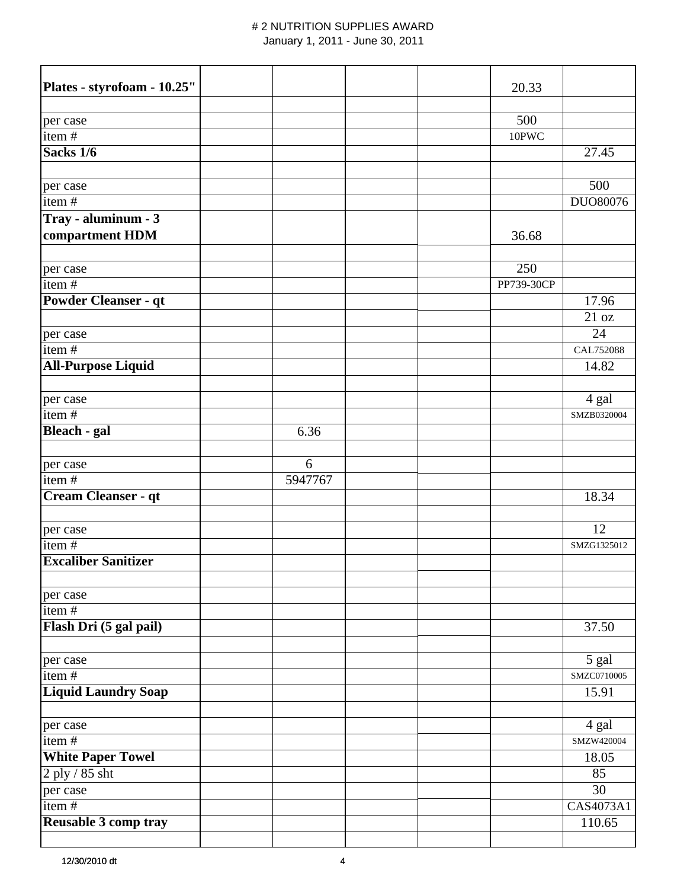# # 2 NUTRITION SUPPLIES AWARD

January 1, 2011 - June 30, 2011

| | | | | | | |
|---|---|---|---|---|---|---|
| **Plates - styrofoam - 10.25"** | | | | | 20.33 | |
| | | | | | | |
| per case | | | | | 500 | |
| item # | | | | | 10PWC | |
| **Sacks 1/6** | | | | | | 27.45 |
| | | | | | | |
| per case | | | | | | 500 |
| item # | | | | | | DUO80076 |
| **Tray - aluminum - 3 compartment HDM** | | | | | 36.68 | |
| | | | | | | |
| per case | | | | | 250 | |
| item # | | | | | PP739-30CP | |
| **Powder Cleanser - qt** | | | | | | 17.96 |
| | | | | | | 21 oz |
| per case | | | | | | 24 |
| item # | | | | | | CAL752088 |
| **All-Purpose Liquid** | | | | | | 14.82 |
| | | | | | | |
| per case | | | | | | 4 gal |
| item # | | | | | | SMZB0320004 |
| **Bleach - gal** | | 6.36 | | | | |
| | | | | | | |
| per case | | 6 | | | | |
| item # | | 5947767 | | | | |
| **Cream Cleanser - qt** | | | | | | 18.34 |
| | | | | | | |
| per case | | | | | | 12 |
| item # | | | | | | SMZG1325012 |
| **Excaliber Sanitizer** | | | | | | |
| | | | | | | |
| per case | | | | | | |
| item # | | | | | | |
| **Flash Dri (5 gal pail)** | | | | | | 37.50 |
| | | | | | | |
| per case | | | | | | 5 gal |
| item # | | | | | | SMZC0710005 |
| **Liquid Laundry Soap** | | | | | | 15.91 |
| | | | | | | |
| per case | | | | | | 4 gal |
| item # | | | | | | SMZW420004 |
| **White Paper Towel** | | | | | | 18.05 |
| 2 ply / 85 sht | | | | | | 85 |
| per case | | | | | | 30 |
| item # | | | | | | CAS4073A1 |
| **Reusable 3 comp tray** | | | | | | 110.65 |
| | | | | | | |

12/30/2010 dt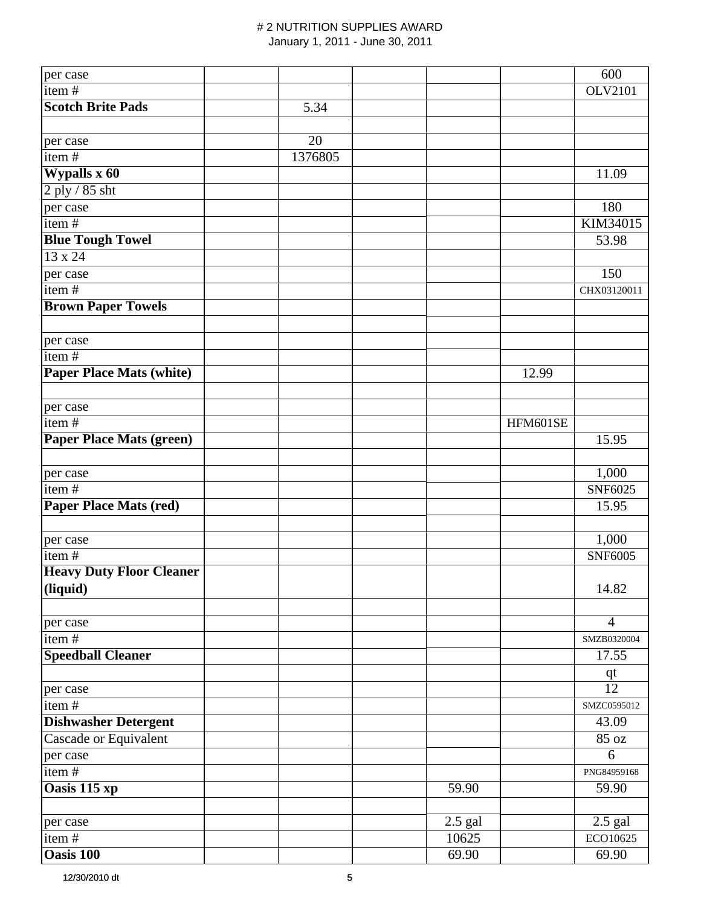# # 2 NUTRITION SUPPLIES AWARD

January 1, 2011 - June 30, 2011

| | | | | | | |
|---|---|---|---|---|---|---|
| per case | | | | | | 600 |
| item # | | | | | | OLV2101 |
| **Scotch Brite Pads** | | 5.34 | | | | |
| | | | | | | |
| per case | | 20 | | | | |
| item # | | 1376805 | | | | |
| **Wypalls x 60** | | | | | | 11.09 |
| 2 ply / 85 sht | | | | | | |
| per case | | | | | | 180 |
| item # | | | | | | KIM34015 |
| **Blue Tough Towel** | | | | | | 53.98 |
| 13 x 24 | | | | | | |
| per case | | | | | | 150 |
| item # | | | | | | CHX03120011 |
| **Brown Paper Towels** | | | | | | |
| | | | | | | |
| per case | | | | | | |
| item # | | | | | | |
| **Paper Place Mats (white)** | | | | | 12.99 | |
| | | | | | | |
| per case | | | | | | |
| item # | | | | | HFM601SE | |
| **Paper Place Mats (green)** | | | | | | 15.95 |
| | | | | | | |
| per case | | | | | | 1,000 |
| item # | | | | | | SNF6025 |
| **Paper Place Mats (red)** | | | | | | 15.95 |
| | | | | | | |
| per case | | | | | | 1,000 |
| item # | | | | | | SNF6005 |
| **Heavy Duty Floor Cleaner (liquid)** | | | | | | 14.82 |
| | | | | | | |
| per case | | | | | | 4 |
| item # | | | | | | SMZB0320004 |
| **Speedball Cleaner** | | | | | | 17.55 |
| | | | | | | qt |
| per case | | | | | | 12 |
| item # | | | | | | SMZC0595012 |
| **Dishwasher Detergent** | | | | | | 43.09 |
| Cascade or Equivalent | | | | | | 85 oz |
| per case | | | | | | 6 |
| item # | | | | | | PNG84959168 |
| **Oasis 115 xp** | | | | 59.90 | | 59.90 |
| | | | | | | |
| per case | | | | 2.5 gal | | 2.5 gal |
| item # | | | | 10625 | | ECO10625 |
| **Oasis 100** | | | | 69.90 | | 69.90 |

12/30/2010 dt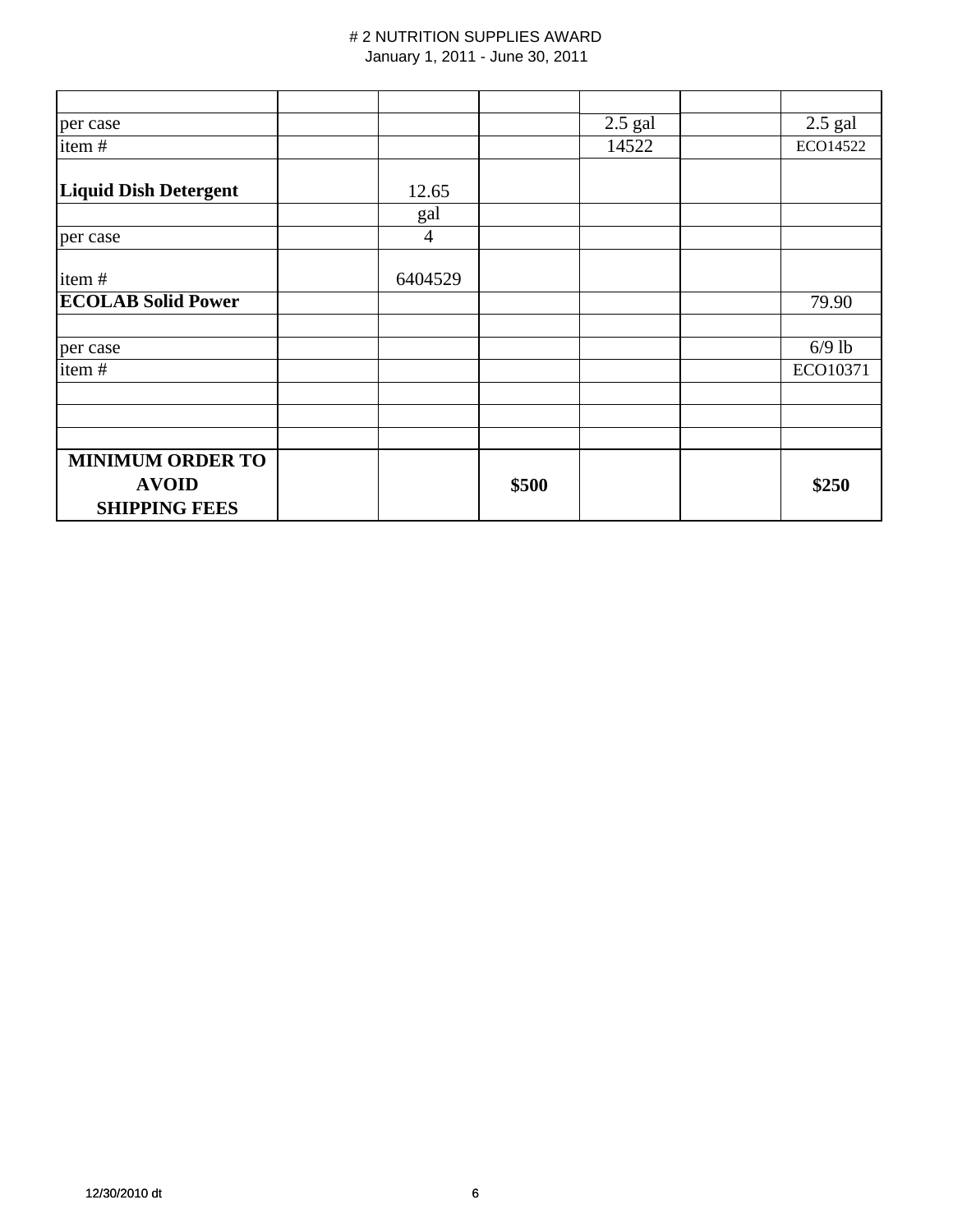# # 2 NUTRITION SUPPLIES AWARD

January 1, 2011 - June 30, 2011

| | | | | | | |
|---|---|---|---|---|---|---|
| | | | | | | |
| per case | | | | 2.5 gal | | 2.5 gal |
| item # | | | | 14522 | | ECO14522 |
| **Liquid Dish Detergent** | | 12.65 | | | | |
| | | gal | | | | |
| per case | | 4 | | | | |
| item # | | 6404529 | | | | |
| **ECOLAB Solid Power** | | | | | | 79.90 |
| | | | | | | |
| per case | | | | | | 6/9 lb |
| item # | | | | | | ECO10371 |
| | | | | | | |
| | | | | | | |
| | | | | | | |
| **MINIMUM ORDER TO AVOID SHIPPING FEES** | | | **$500** | | | **$250** |

12/30/2010 dt